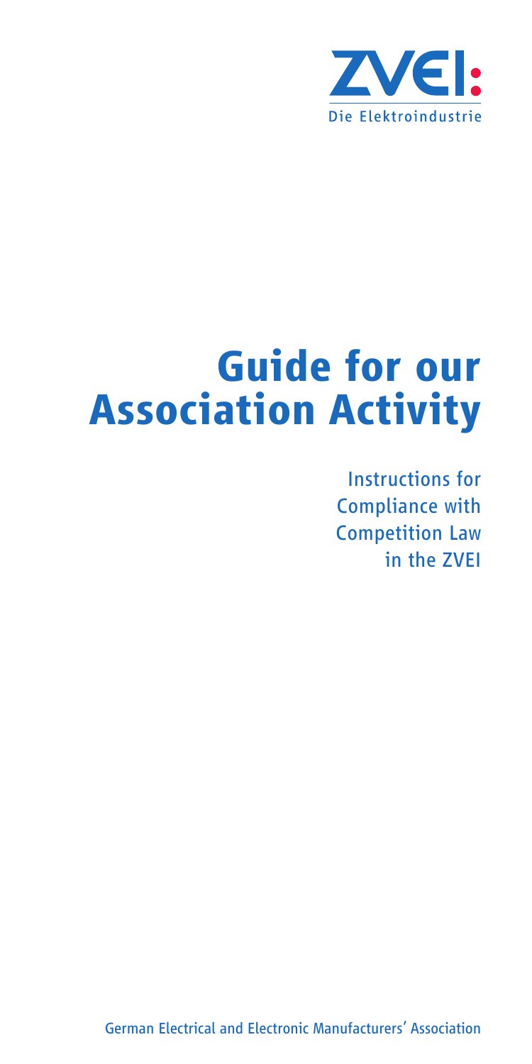ZVEI:

Die Elektroindustrie

# Guide for our Association Activity

Instructions for Compliance with Competition Law in the ZVEI

German Electrical and Electronic Manufacturers' Association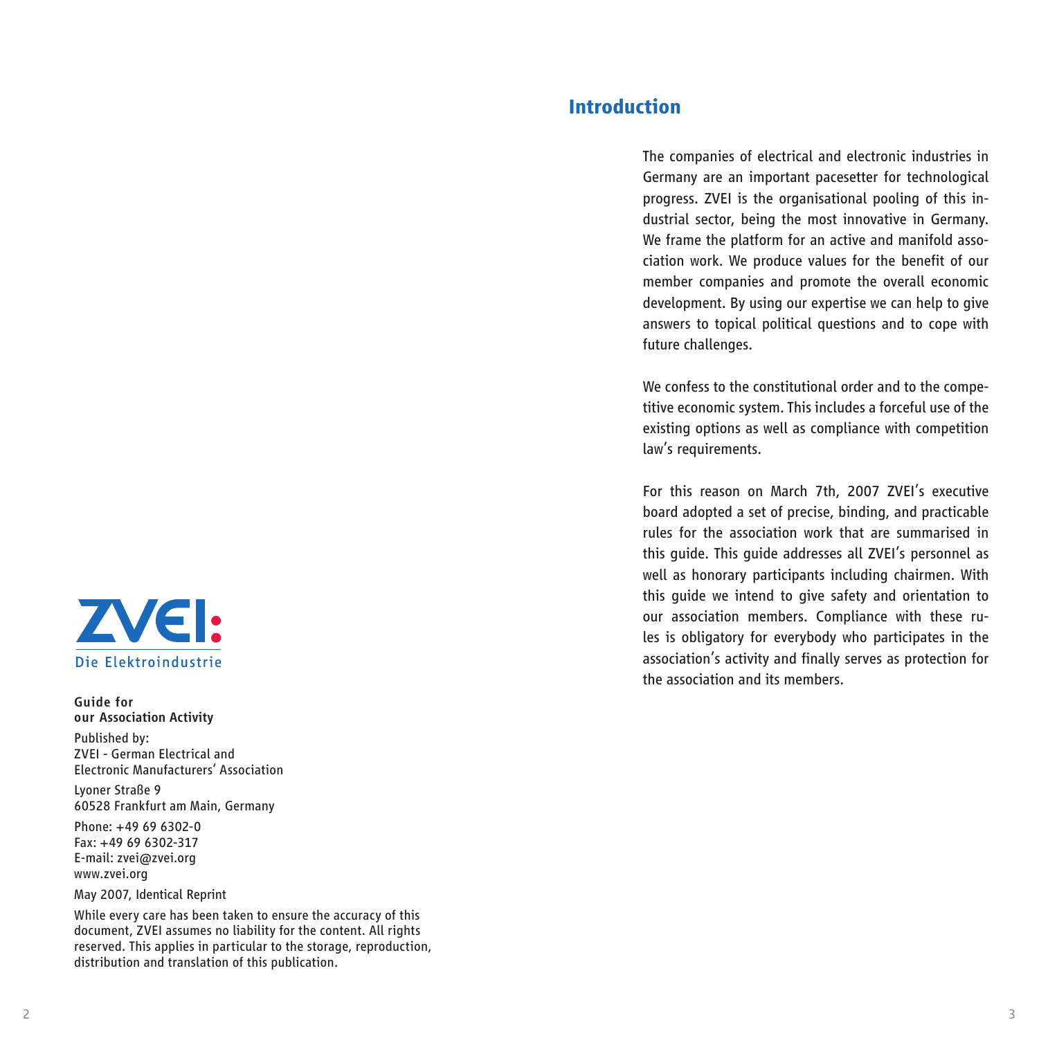ZVEI: Die Elektroindustrie

**Guide for our Association Activity**

Published by:
ZVEI - German Electrical and Electronic Manufacturers' Association

Lyoner Straße 9
60528 Frankfurt am Main, Germany

Phone: +49 69 6302-0
Fax: +49 69 6302-317
E-mail: zvei@zvei.org
www.zvei.org

May 2007, Identical Reprint

While every care has been taken to ensure the accuracy of this document, ZVEI assumes no liability for the content. All rights reserved. This applies in particular to the storage, reproduction, distribution and translation of this publication.

## Introduction

The companies of electrical and electronic industries in Germany are an important pacesetter for technological progress. ZVEI is the organisational pooling of this industrial sector, being the most innovative in Germany. We frame the platform for an active and manifold association work. We produce values for the benefit of our member companies and promote the overall economic development. By using our expertise we can help to give answers to topical political questions and to cope with future challenges.

We confess to the constitutional order and to the competitive economic system. This includes a forceful use of the existing options as well as compliance with competition law's requirements.

For this reason on March 7th, 2007 ZVEI's executive board adopted a set of precise, binding, and practicable rules for the association work that are summarised in this guide. This guide addresses all ZVEI's personnel as well as honorary participants including chairmen. With this guide we intend to give safety and orientation to our association members. Compliance with these rules is obligatory for everybody who participates in the association's activity and finally serves as protection for the association and its members.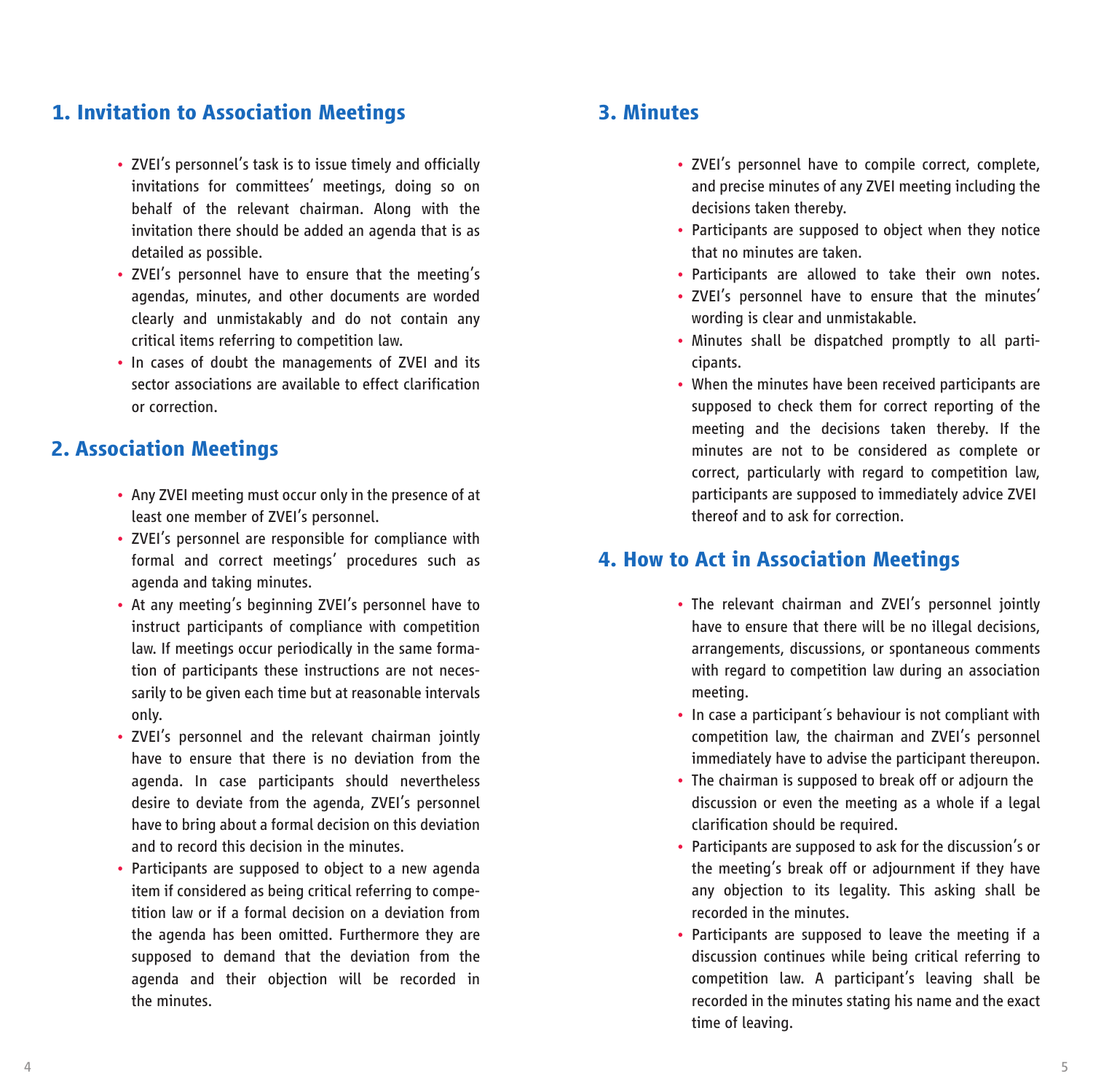## 1. Invitation to Association Meetings

- ZVEI's personnel's task is to issue timely and officially invitations for committees' meetings, doing so on behalf of the relevant chairman. Along with the invitation there should be added an agenda that is as detailed as possible.
- ZVEI's personnel have to ensure that the meeting's agendas, minutes, and other documents are worded clearly and unmistakably and do not contain any critical items referring to competition law.
- In cases of doubt the managements of ZVEI and its sector associations are available to effect clarification or correction.

## 2. Association Meetings

- Any ZVEI meeting must occur only in the presence of at least one member of ZVEI's personnel.
- ZVEI's personnel are responsible for compliance with formal and correct meetings' procedures such as agenda and taking minutes.
- At any meeting's beginning ZVEI's personnel have to instruct participants of compliance with competition law. If meetings occur periodically in the same formation of participants these instructions are not necessarily to be given each time but at reasonable intervals only.
- ZVEI's personnel and the relevant chairman jointly have to ensure that there is no deviation from the agenda. In case participants should nevertheless desire to deviate from the agenda, ZVEI's personnel have to bring about a formal decision on this deviation and to record this decision in the minutes.
- Participants are supposed to object to a new agenda item if considered as being critical referring to competition law or if a formal decision on a deviation from the agenda has been omitted. Furthermore they are supposed to demand that the deviation from the agenda and their objection will be recorded in the minutes.

## 3. Minutes

- ZVEI's personnel have to compile correct, complete, and precise minutes of any ZVEI meeting including the decisions taken thereby.
- Participants are supposed to object when they notice that no minutes are taken.
- Participants are allowed to take their own notes.
- ZVEI's personnel have to ensure that the minutes' wording is clear and unmistakable.
- Minutes shall be dispatched promptly to all participants.
- When the minutes have been received participants are supposed to check them for correct reporting of the meeting and the decisions taken thereby. If the minutes are not to be considered as complete or correct, particularly with regard to competition law, participants are supposed to immediately advice ZVEI thereof and to ask for correction.

## 4. How to Act in Association Meetings

- The relevant chairman and ZVEI's personnel jointly have to ensure that there will be no illegal decisions, arrangements, discussions, or spontaneous comments with regard to competition law during an association meeting.
- In case a participant´s behaviour is not compliant with competition law, the chairman and ZVEI's personnel immediately have to advise the participant thereupon.
- The chairman is supposed to break off or adjourn the discussion or even the meeting as a whole if a legal clarification should be required.
- Participants are supposed to ask for the discussion's or the meeting's break off or adjournment if they have any objection to its legality. This asking shall be recorded in the minutes.
- Participants are supposed to leave the meeting if a discussion continues while being critical referring to competition law. A participant's leaving shall be recorded in the minutes stating his name and the exact time of leaving.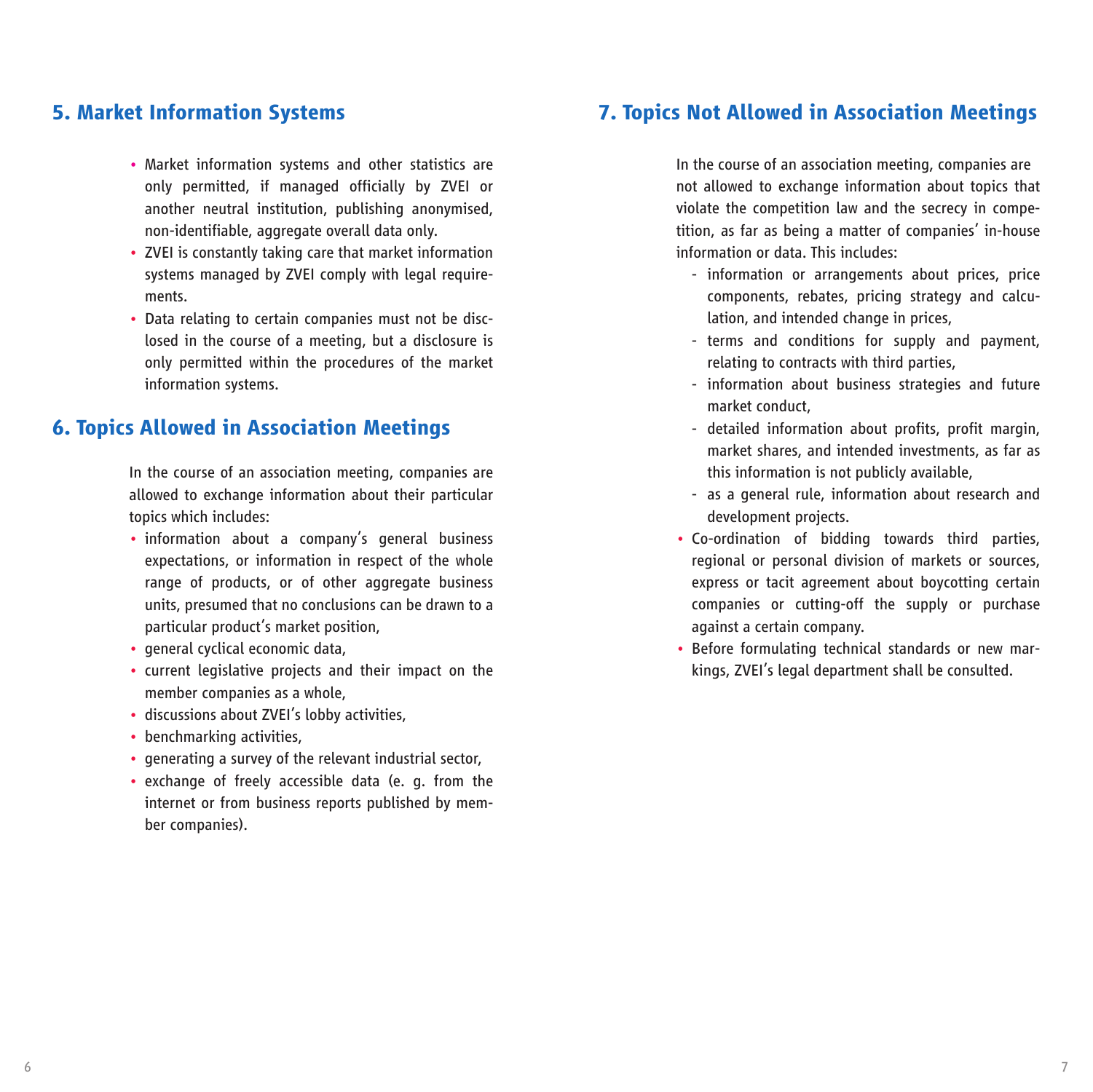## 5. Market Information Systems

- Market information systems and other statistics are only permitted, if managed officially by ZVEI or another neutral institution, publishing anonymised, non-identifiable, aggregate overall data only.
- ZVEI is constantly taking care that market information systems managed by ZVEI comply with legal requirements.
- Data relating to certain companies must not be disclosed in the course of a meeting, but a disclosure is only permitted within the procedures of the market information systems.

## 6. Topics Allowed in Association Meetings

In the course of an association meeting, companies are allowed to exchange information about their particular topics which includes:

- information about a company's general business expectations, or information in respect of the whole range of products, or of other aggregate business units, presumed that no conclusions can be drawn to a particular product's market position,
- general cyclical economic data,
- current legislative projects and their impact on the member companies as a whole,
- discussions about ZVEI's lobby activities,
- benchmarking activities,
- generating a survey of the relevant industrial sector,
- exchange of freely accessible data (e. g. from the internet or from business reports published by member companies).

## 7. Topics Not Allowed in Association Meetings

In the course of an association meeting, companies are not allowed to exchange information about topics that violate the competition law and the secrecy in competition, as far as being a matter of companies' in-house information or data. This includes:

- information or arrangements about prices, price components, rebates, pricing strategy and calculation, and intended change in prices,
- terms and conditions for supply and payment, relating to contracts with third parties,
- information about business strategies and future market conduct,
- detailed information about profits, profit margin, market shares, and intended investments, as far as this information is not publicly available,
- as a general rule, information about research and development projects.

- Co-ordination of bidding towards third parties, regional or personal division of markets or sources, express or tacit agreement about boycotting certain companies or cutting-off the supply or purchase against a certain company.
- Before formulating technical standards or new markings, ZVEI's legal department shall be consulted.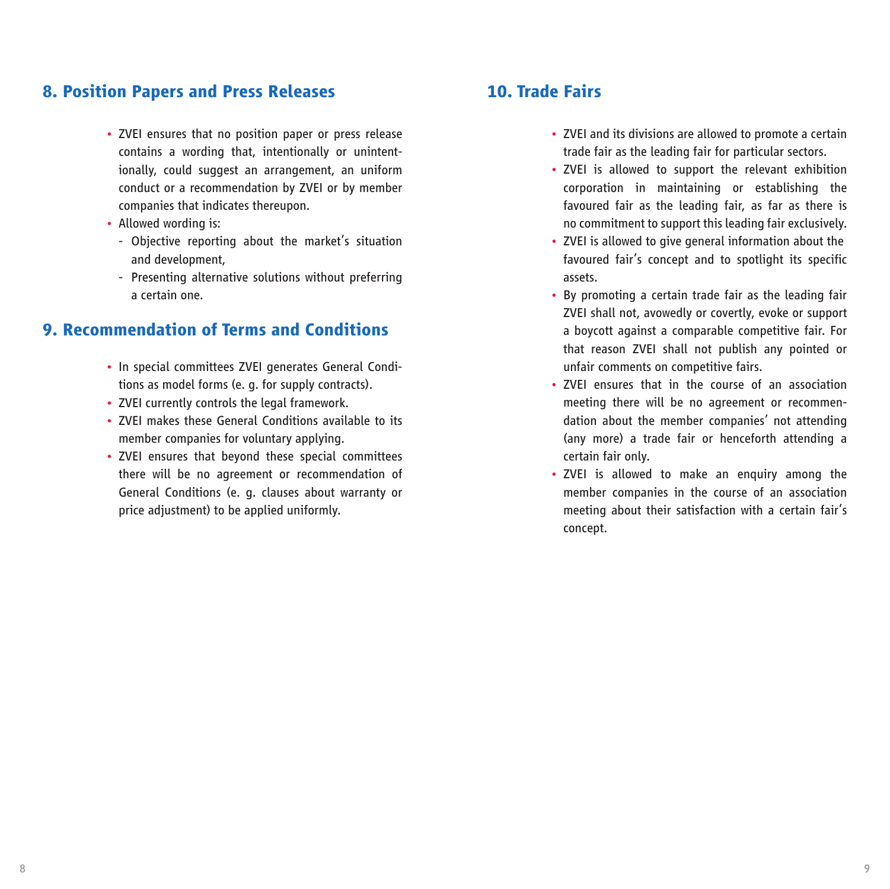## 8. Position Papers and Press Releases

- ZVEI ensures that no position paper or press release contains a wording that, intentionally or unintentionally, could suggest an arrangement, an uniform conduct or a recommendation by ZVEI or by member companies that indicates thereupon.
- Allowed wording is:
  - Objective reporting about the market's situation and development,
  - Presenting alternative solutions without preferring a certain one.

## 9. Recommendation of Terms and Conditions

- In special committees ZVEI generates General Conditions as model forms (e. g. for supply contracts).
- ZVEI currently controls the legal framework.
- ZVEI makes these General Conditions available to its member companies for voluntary applying.
- ZVEI ensures that beyond these special committees there will be no agreement or recommendation of General Conditions (e. g. clauses about warranty or price adjustment) to be applied uniformly.

## 10. Trade Fairs

- ZVEI and its divisions are allowed to promote a certain trade fair as the leading fair for particular sectors.
- ZVEI is allowed to support the relevant exhibition corporation in maintaining or establishing the favoured fair as the leading fair, as far as there is no commitment to support this leading fair exclusively.
- ZVEI is allowed to give general information about the favoured fair's concept and to spotlight its specific assets.
- By promoting a certain trade fair as the leading fair ZVEI shall not, avowedly or covertly, evoke or support a boycott against a comparable competitive fair. For that reason ZVEI shall not publish any pointed or unfair comments on competitive fairs.
- ZVEI ensures that in the course of an association meeting there will be no agreement or recommendation about the member companies' not attending (any more) a trade fair or henceforth attending a certain fair only.
- ZVEI is allowed to make an enquiry among the member companies in the course of an association meeting about their satisfaction with a certain fair's concept.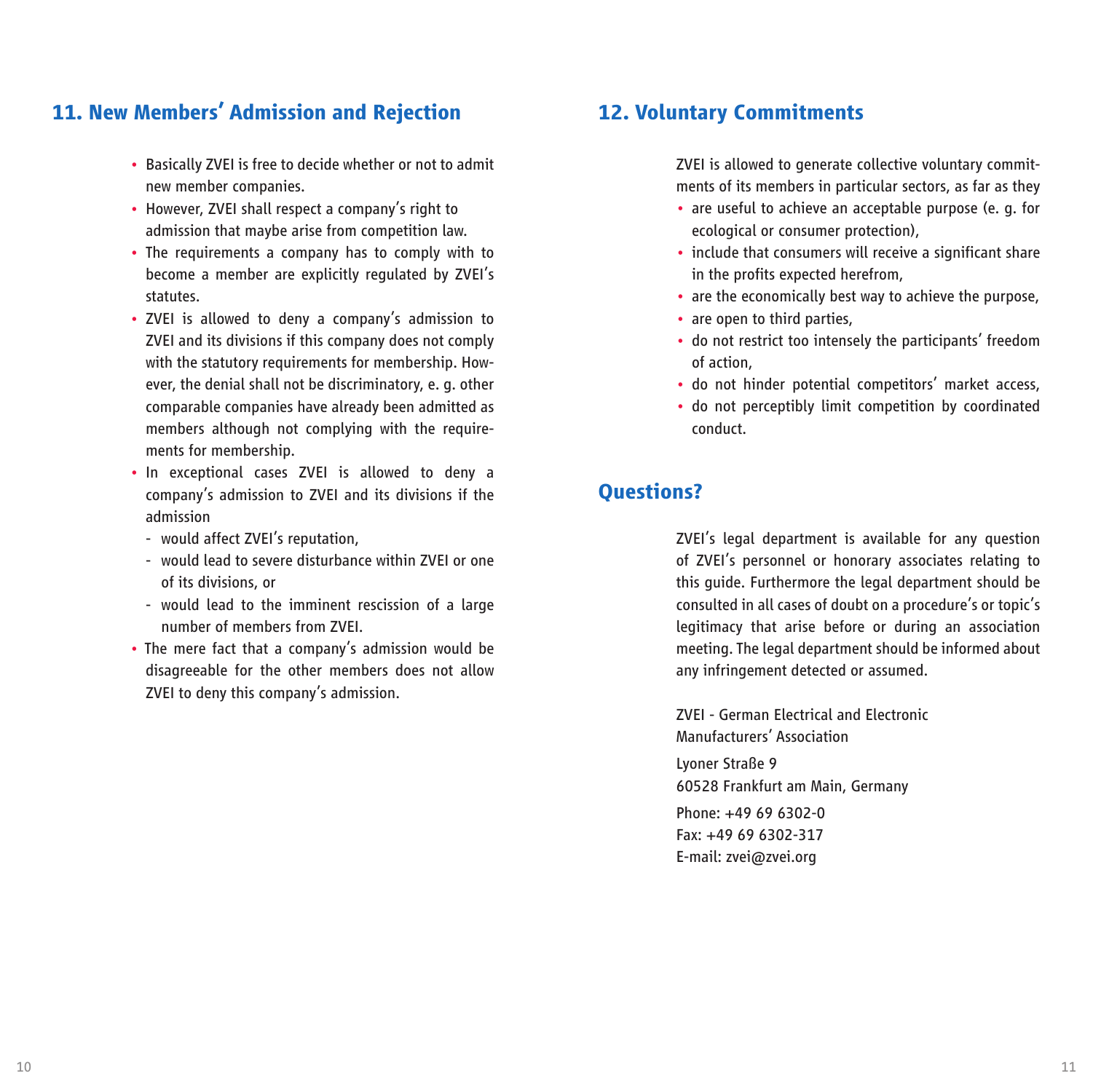## 11. New Members' Admission and Rejection

- Basically ZVEI is free to decide whether or not to admit new member companies.
- However, ZVEI shall respect a company's right to admission that maybe arise from competition law.
- The requirements a company has to comply with to become a member are explicitly regulated by ZVEI's statutes.
- ZVEI is allowed to deny a company's admission to ZVEI and its divisions if this company does not comply with the statutory requirements for membership. However, the denial shall not be discriminatory, e. g. other comparable companies have already been admitted as members although not complying with the requirements for membership.
- In exceptional cases ZVEI is allowed to deny a company's admission to ZVEI and its divisions if the admission
  - would affect ZVEI's reputation,
  - would lead to severe disturbance within ZVEI or one of its divisions, or
  - would lead to the imminent rescission of a large number of members from ZVEI.
- The mere fact that a company's admission would be disagreeable for the other members does not allow ZVEI to deny this company's admission.

## 12. Voluntary Commitments

ZVEI is allowed to generate collective voluntary commitments of its members in particular sectors, as far as they

- are useful to achieve an acceptable purpose (e. g. for ecological or consumer protection),
- include that consumers will receive a significant share in the profits expected herefrom,
- are the economically best way to achieve the purpose,
- are open to third parties,
- do not restrict too intensely the participants' freedom of action,
- do not hinder potential competitors' market access,
- do not perceptibly limit competition by coordinated conduct.

## Questions?

ZVEI's legal department is available for any question of ZVEI's personnel or honorary associates relating to this guide. Furthermore the legal department should be consulted in all cases of doubt on a procedure's or topic's legitimacy that arise before or during an association meeting. The legal department should be informed about any infringement detected or assumed.

ZVEI - German Electrical and Electronic Manufacturers' Association

Lyoner Straße 9
60528 Frankfurt am Main, Germany

Phone: +49 69 6302-0
Fax: +49 69 6302-317
E-mail: zvei@zvei.org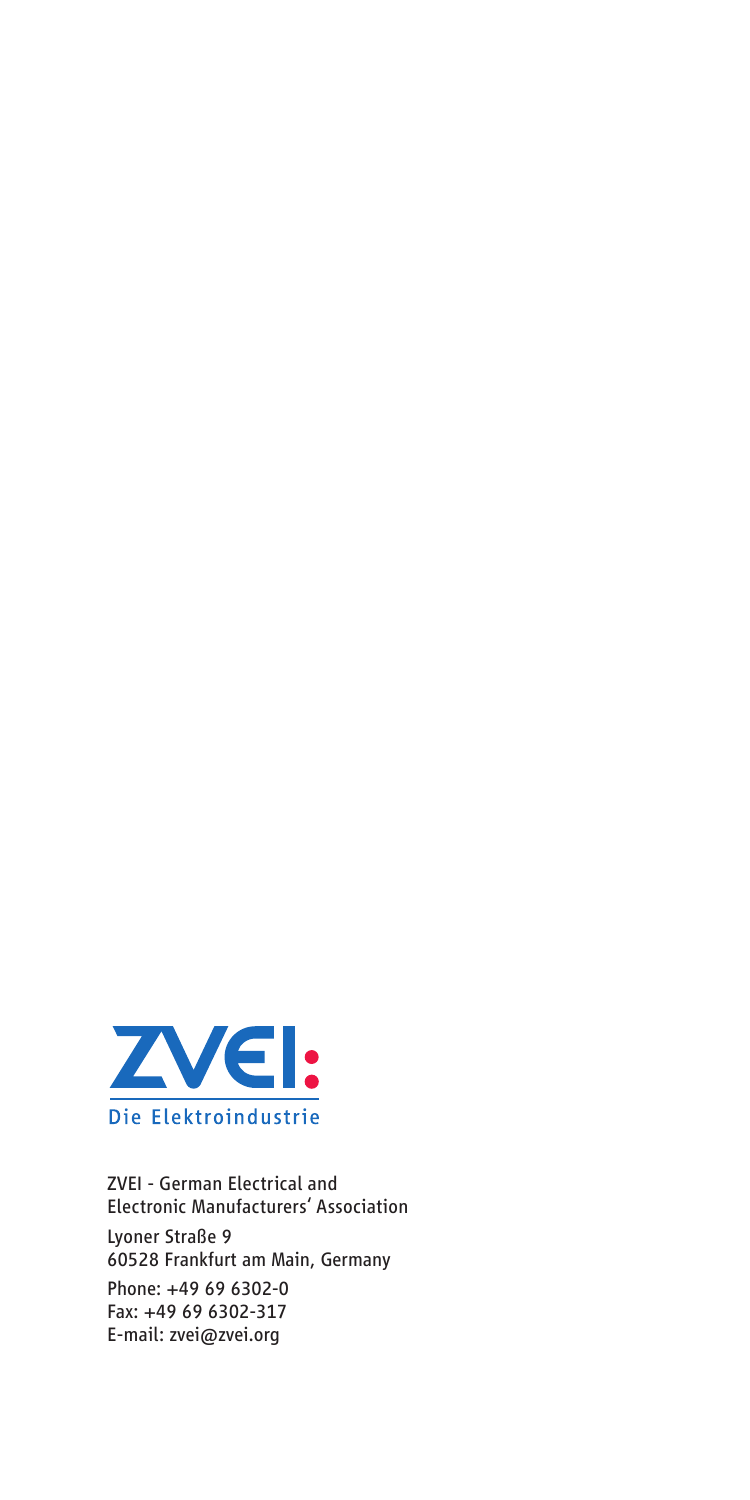ZVEI:

Die Elektroindustrie

ZVEI - German Electrical and
Electronic Manufacturers' Association

Lyoner Straße 9
60528 Frankfurt am Main, Germany

Phone: +49 69 6302-0
Fax: +49 69 6302-317
E-mail: zvei@zvei.org